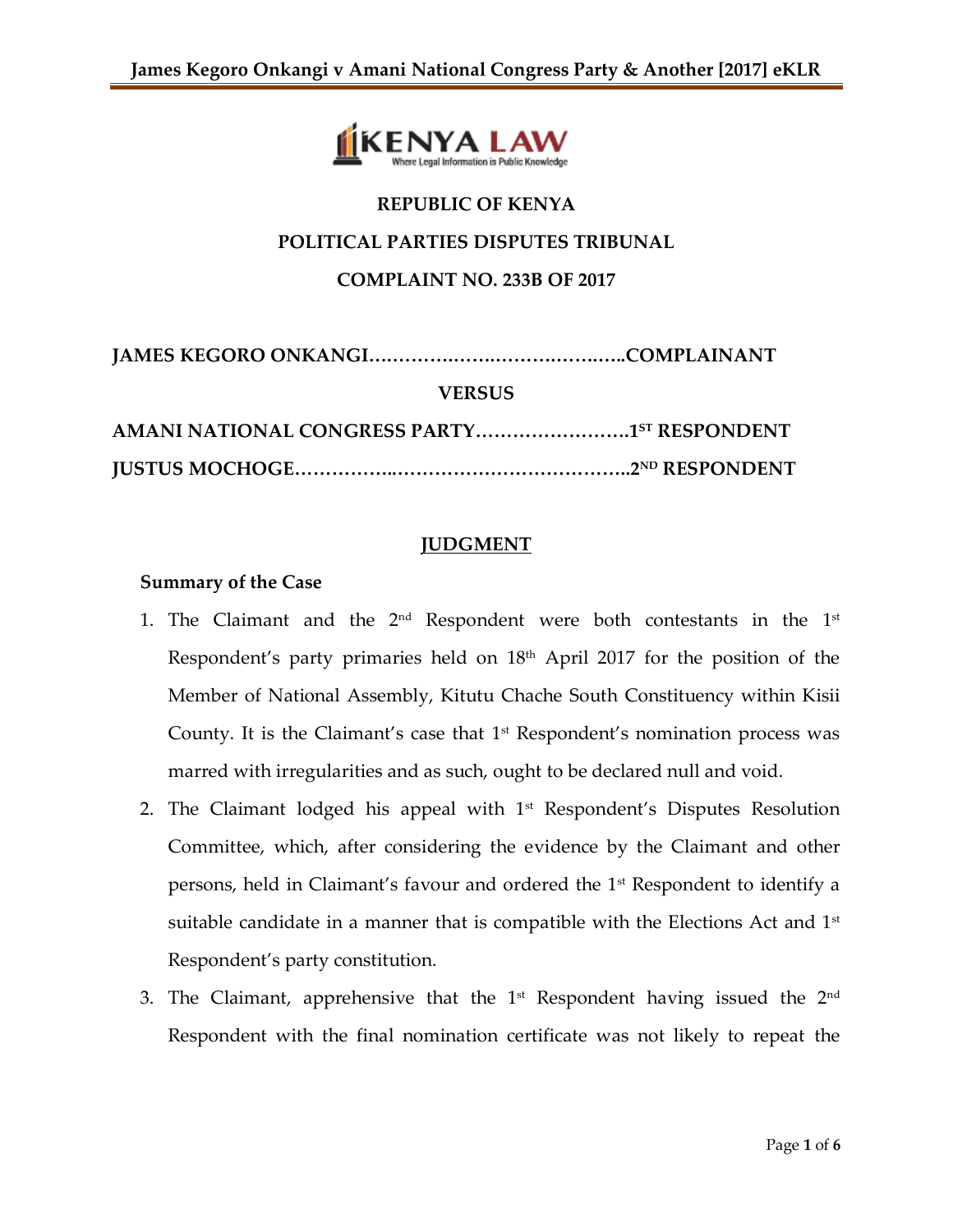# REPUBLIC OF KENYA

## POLITICAL PARTIES DISPUTES TRIBUNAL

## COMPLAINT NO. 233B OF 2017

**JAMES KEGORO ONKANGI……………………………………COMPLAINANT**

**VERSUS**

**AMANI NATIONAL CONGRESS PARTY…………………….1ST RESPONDENT**

**JUSTUS MOCHOGE……………..………………………………2ND RESPONDENT**

## JUDGMENT

### Summary of the Case

1. The Claimant and the 2nd Respondent were both contestants in the 1st Respondent's party primaries held on 18th April 2017 for the position of the Member of National Assembly, Kitutu Chache South Constituency within Kisii County. It is the Claimant's case that 1st Respondent's nomination process was marred with irregularities and as such, ought to be declared null and void.
2. The Claimant lodged his appeal with 1st Respondent's Disputes Resolution Committee, which, after considering the evidence by the Claimant and other persons, held in Claimant's favour and ordered the 1st Respondent to identify a suitable candidate in a manner that is compatible with the Elections Act and 1st Respondent's party constitution.
3. The Claimant, apprehensive that the 1st Respondent having issued the 2nd Respondent with the final nomination certificate was not likely to repeat the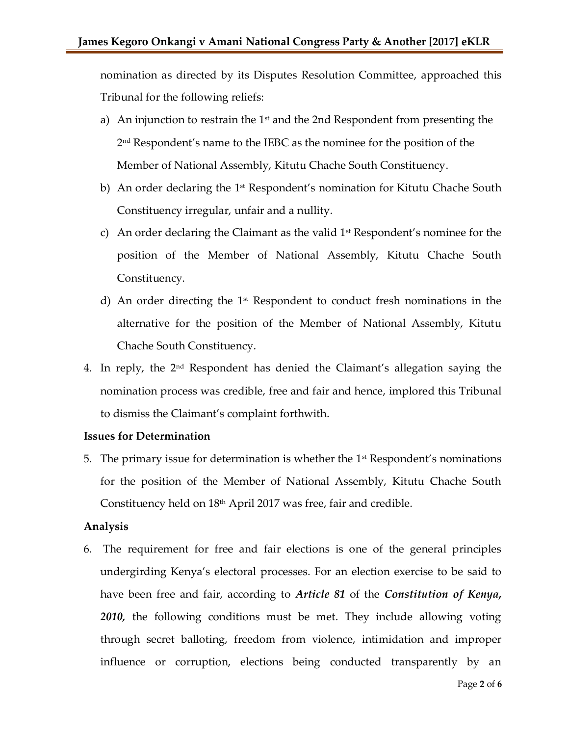nomination as directed by its Disputes Resolution Committee, approached this Tribunal for the following reliefs:

a) An injunction to restrain the 1st and the 2nd Respondent from presenting the 2nd Respondent's name to the IEBC as the nominee for the position of the Member of National Assembly, Kitutu Chache South Constituency.

b) An order declaring the 1st Respondent's nomination for Kitutu Chache South Constituency irregular, unfair and a nullity.

c) An order declaring the Claimant as the valid 1st Respondent's nominee for the position of the Member of National Assembly, Kitutu Chache South Constituency.

d) An order directing the 1st Respondent to conduct fresh nominations in the alternative for the position of the Member of National Assembly, Kitutu Chache South Constituency.

4. In reply, the 2nd Respondent has denied the Claimant's allegation saying the nomination process was credible, free and fair and hence, implored this Tribunal to dismiss the Claimant's complaint forthwith.

**Issues for Determination**

5. The primary issue for determination is whether the 1st Respondent's nominations for the position of the Member of National Assembly, Kitutu Chache South Constituency held on 18th April 2017 was free, fair and credible.

**Analysis**

6. The requirement for free and fair elections is one of the general principles undergirding Kenya's electoral processes. For an election exercise to be said to have been free and fair, according to ***Article 81*** of the ***Constitution of Kenya, 2010,*** the following conditions must be met. They include allowing voting through secret balloting, freedom from violence, intimidation and improper influence or corruption, elections being conducted transparently by an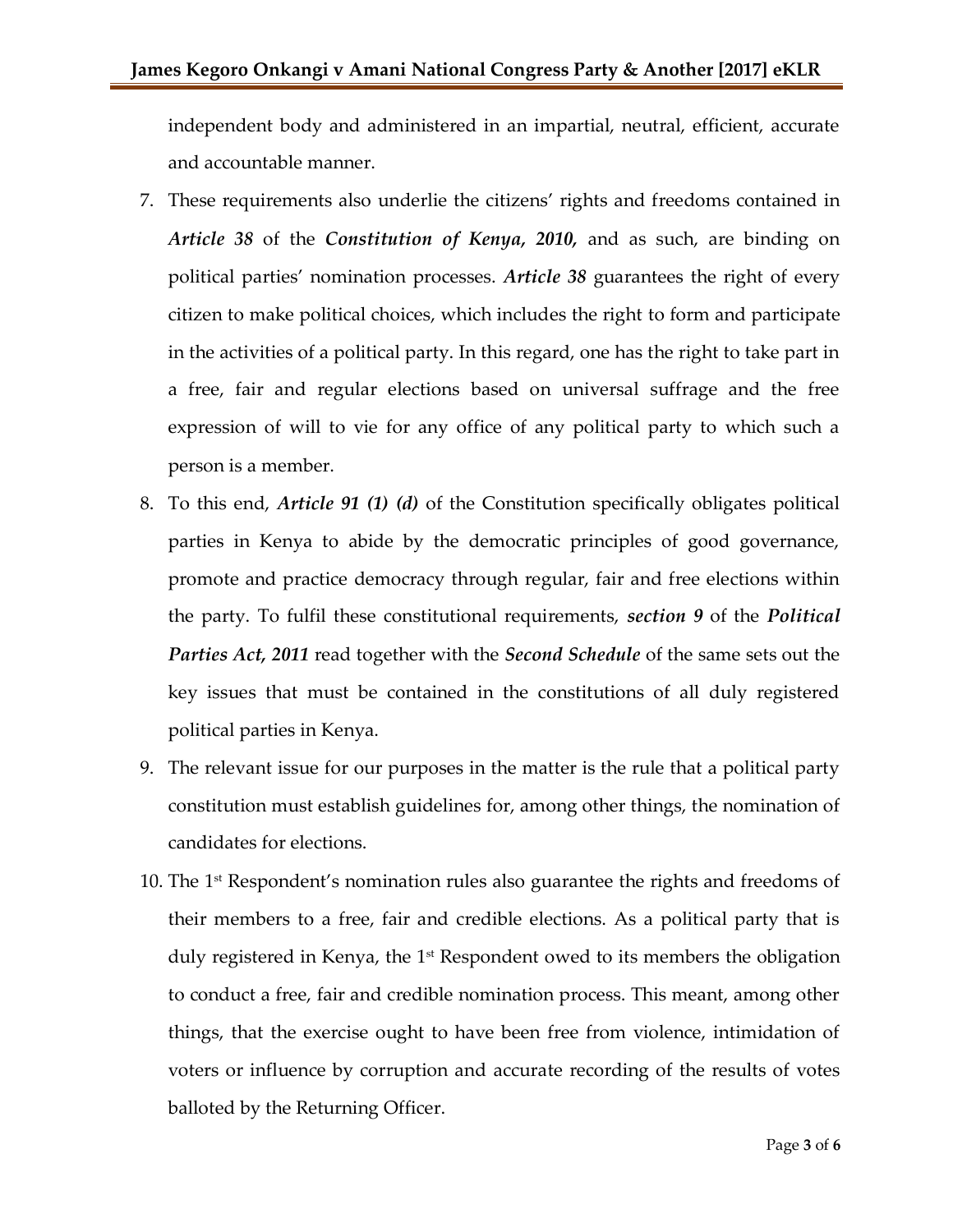independent body and administered in an impartial, neutral, efficient, accurate and accountable manner.

7. These requirements also underlie the citizens' rights and freedoms contained in ***Article 38*** of the ***Constitution of Kenya, 2010,*** and as such, are binding on political parties' nomination processes. ***Article 38*** guarantees the right of every citizen to make political choices, which includes the right to form and participate in the activities of a political party. In this regard, one has the right to take part in a free, fair and regular elections based on universal suffrage and the free expression of will to vie for any office of any political party to which such a person is a member.

8. To this end, ***Article 91 (1) (d)*** of the Constitution specifically obligates political parties in Kenya to abide by the democratic principles of good governance, promote and practice democracy through regular, fair and free elections within the party. To fulfil these constitutional requirements, ***section 9*** of the ***Political Parties Act, 2011*** read together with the ***Second Schedule*** of the same sets out the key issues that must be contained in the constitutions of all duly registered political parties in Kenya.

9. The relevant issue for our purposes in the matter is the rule that a political party constitution must establish guidelines for, among other things, the nomination of candidates for elections.

10. The 1st Respondent's nomination rules also guarantee the rights and freedoms of their members to a free, fair and credible elections. As a political party that is duly registered in Kenya, the 1st Respondent owed to its members the obligation to conduct a free, fair and credible nomination process. This meant, among other things, that the exercise ought to have been free from violence, intimidation of voters or influence by corruption and accurate recording of the results of votes balloted by the Returning Officer.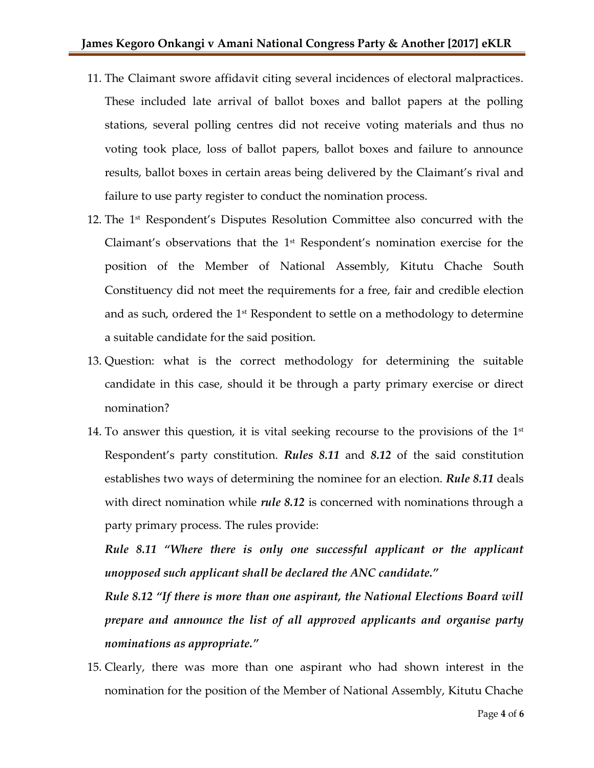11. The Claimant swore affidavit citing several incidences of electoral malpractices. These included late arrival of ballot boxes and ballot papers at the polling stations, several polling centres did not receive voting materials and thus no voting took place, loss of ballot papers, ballot boxes and failure to announce results, ballot boxes in certain areas being delivered by the Claimant's rival and failure to use party register to conduct the nomination process.

12. The 1st Respondent's Disputes Resolution Committee also concurred with the Claimant's observations that the 1st Respondent's nomination exercise for the position of the Member of National Assembly, Kitutu Chache South Constituency did not meet the requirements for a free, fair and credible election and as such, ordered the 1st Respondent to settle on a methodology to determine a suitable candidate for the said position.

13. Question: what is the correct methodology for determining the suitable candidate in this case, should it be through a party primary exercise or direct nomination?

14. To answer this question, it is vital seeking recourse to the provisions of the 1st Respondent's party constitution. ***Rules 8.11*** and ***8.12*** of the said constitution establishes two ways of determining the nominee for an election. ***Rule 8.11*** deals with direct nomination while ***rule 8.12*** is concerned with nominations through a party primary process. The rules provide:

    ***Rule 8.11 "Where there is only one successful applicant or the applicant unopposed such applicant shall be declared the ANC candidate."***

    ***Rule 8.12 "If there is more than one aspirant, the National Elections Board will prepare and announce the list of all approved applicants and organise party nominations as appropriate."***

15. Clearly, there was more than one aspirant who had shown interest in the nomination for the position of the Member of National Assembly, Kitutu Chache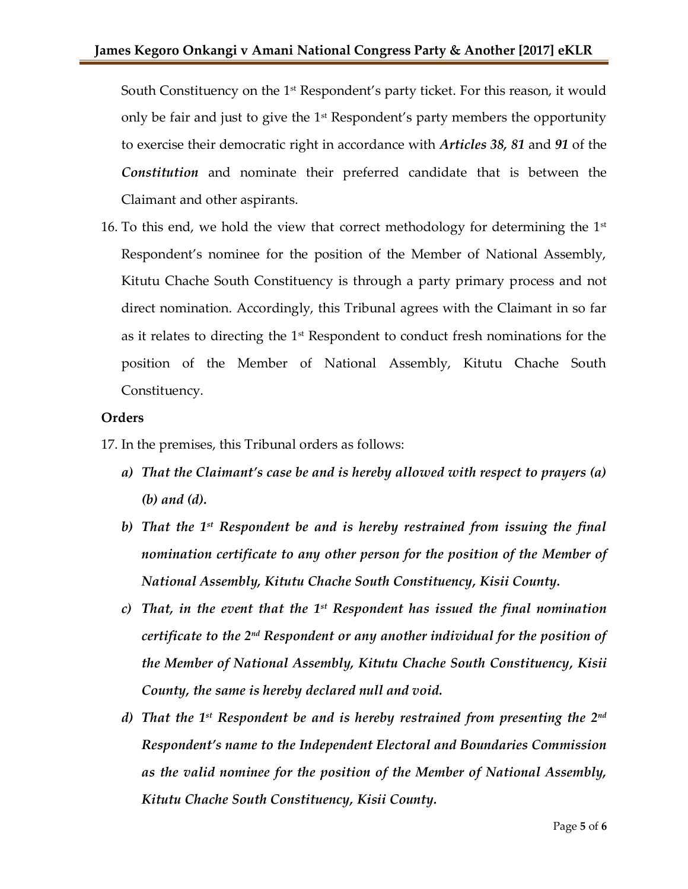South Constituency on the 1st Respondent's party ticket. For this reason, it would only be fair and just to give the 1st Respondent's party members the opportunity to exercise their democratic right in accordance with ***Articles 38, 81*** and ***91*** of the ***Constitution*** and nominate their preferred candidate that is between the Claimant and other aspirants.

16. To this end, we hold the view that correct methodology for determining the 1st Respondent's nominee for the position of the Member of National Assembly, Kitutu Chache South Constituency is through a party primary process and not direct nomination. Accordingly, this Tribunal agrees with the Claimant in so far as it relates to directing the 1st Respondent to conduct fresh nominations for the position of the Member of National Assembly, Kitutu Chache South Constituency.

**Orders**

17. In the premises, this Tribunal orders as follows:

    a) ***That the Claimant's case be and is hereby allowed with respect to prayers (a) (b) and (d).***

    b) ***That the 1st Respondent be and is hereby restrained from issuing the final nomination certificate to any other person for the position of the Member of National Assembly, Kitutu Chache South Constituency, Kisii County.***

    c) ***That, in the event that the 1st Respondent has issued the final nomination certificate to the 2nd Respondent or any another individual for the position of the Member of National Assembly, Kitutu Chache South Constituency, Kisii County, the same is hereby declared null and void.***

    d) ***That the 1st Respondent be and is hereby restrained from presenting the 2nd Respondent's name to the Independent Electoral and Boundaries Commission as the valid nominee for the position of the Member of National Assembly, Kitutu Chache South Constituency, Kisii County.***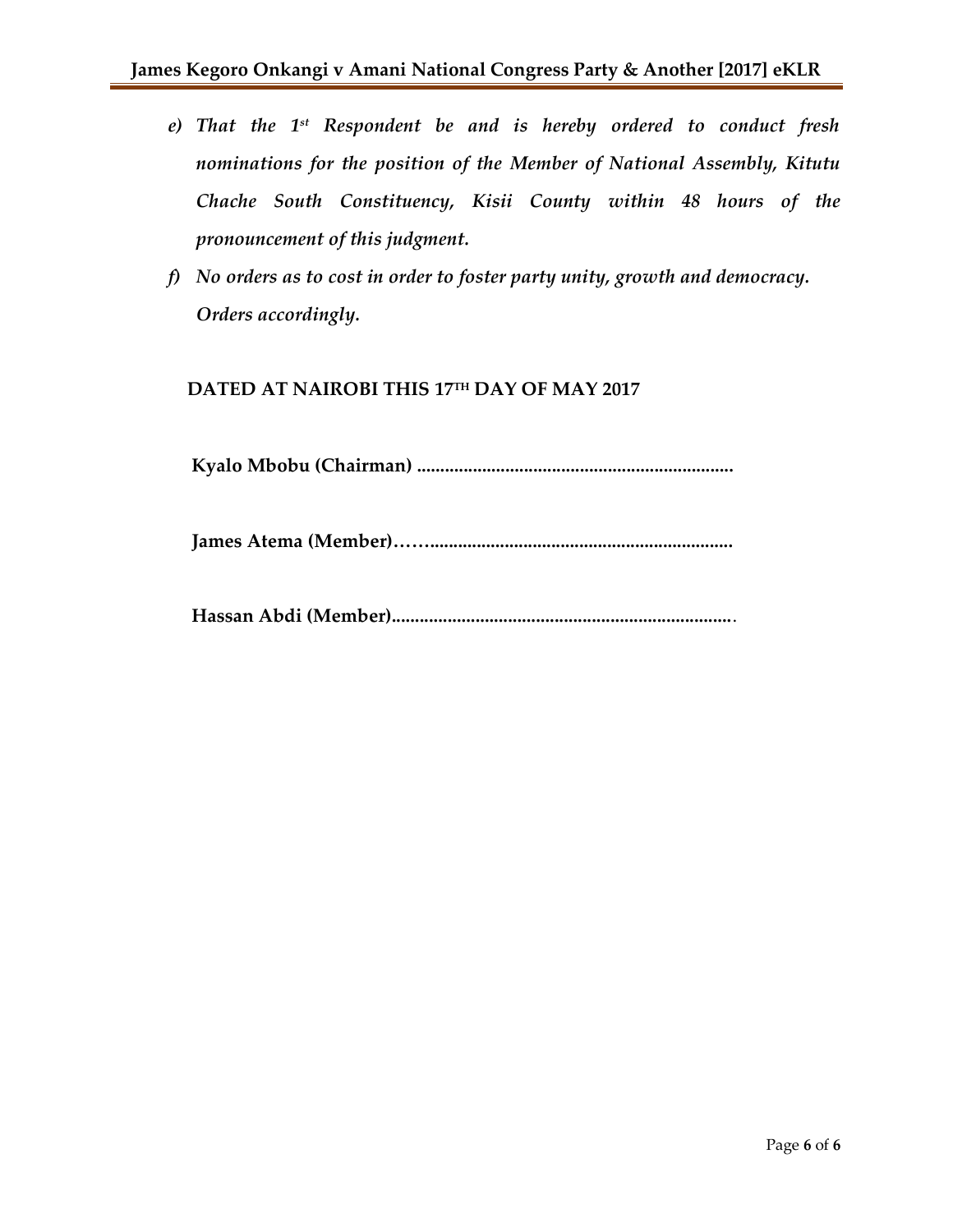e) *That the 1st Respondent be and is hereby ordered to conduct fresh nominations for the position of the Member of National Assembly, Kitutu Chache South Constituency, Kisii County within 48 hours of the pronouncement of this judgment.*

f) *No orders as to cost in order to foster party unity, growth and democracy. Orders accordingly.*

**DATED AT NAIROBI THIS 17TH DAY OF MAY 2017**

**Kyalo Mbobu (Chairman) ....................................................................**

**James Atema (Member)…….................................................................**

**Hassan Abdi (Member)..........................................................................**